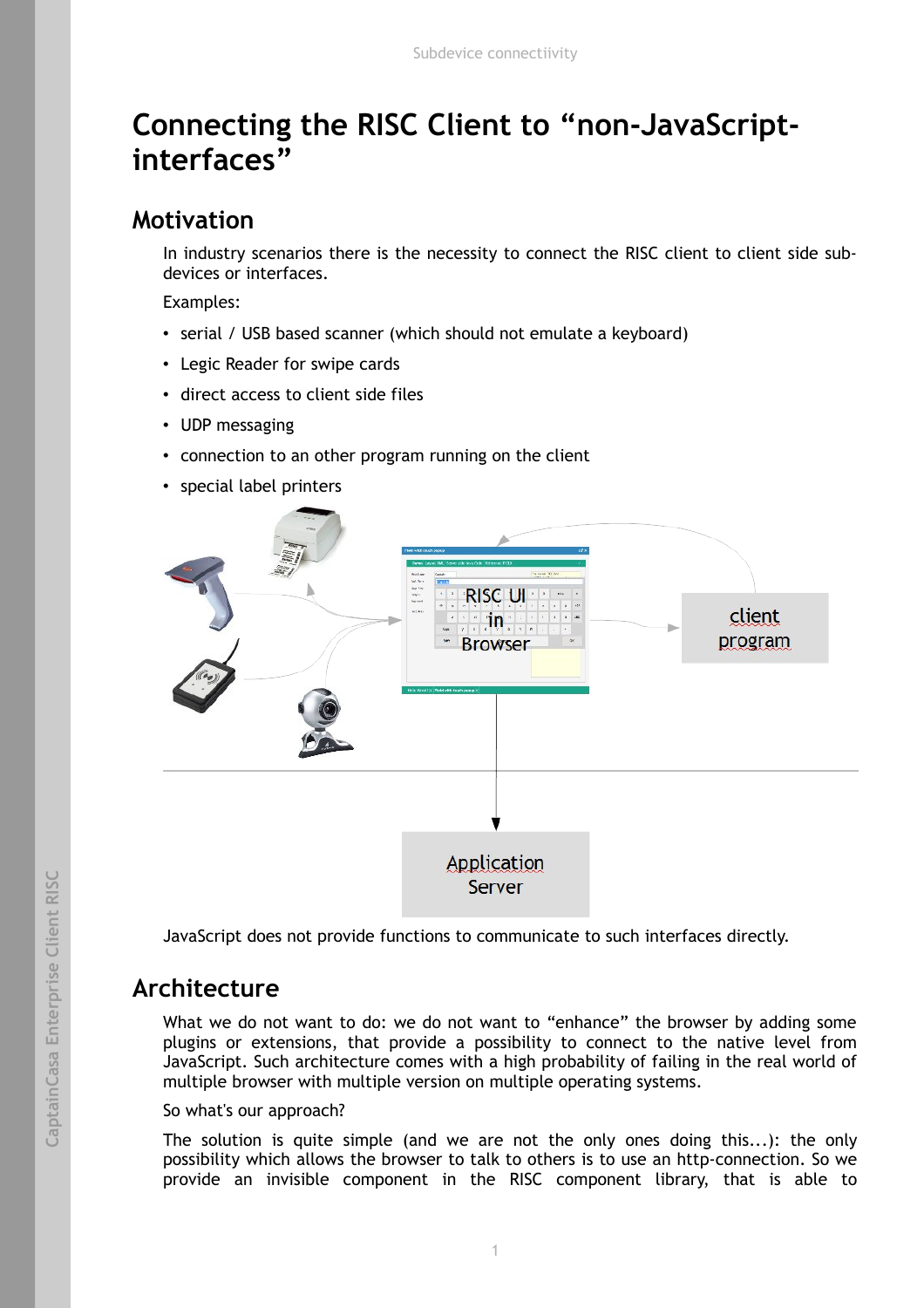# Connecting the RISC Client to “non-JavaScript-interfaces”

## Motivation

In industry scenarios there is the necessity to connect the RISC client to client side sub-devices or interfaces.

Examples:

- serial / USB based scanner (which should not emulate a keyboard)
- Legic Reader for swipe cards
- direct access to client side files
- UDP messaging
- connection to an other program running on the client
- special label printers

RISC UI in Browser

client program

Application Server

JavaScript does not provide functions to communicate to such interfaces directly.

## Architecture

What we do not want to do: we do not want to “enhance” the browser by adding some plugins or extensions, that provide a possibility to connect to the native level from JavaScript. Such architecture comes with a high probability of failing in the real world of multiple browser with multiple version on multiple operating systems.

So what's our approach?

The solution is quite simple (and we are not the only ones doing this...): the only possibility which allows the browser to talk to others is to use an http-connection. So we provide an invisible component in the RISC component library, that is able to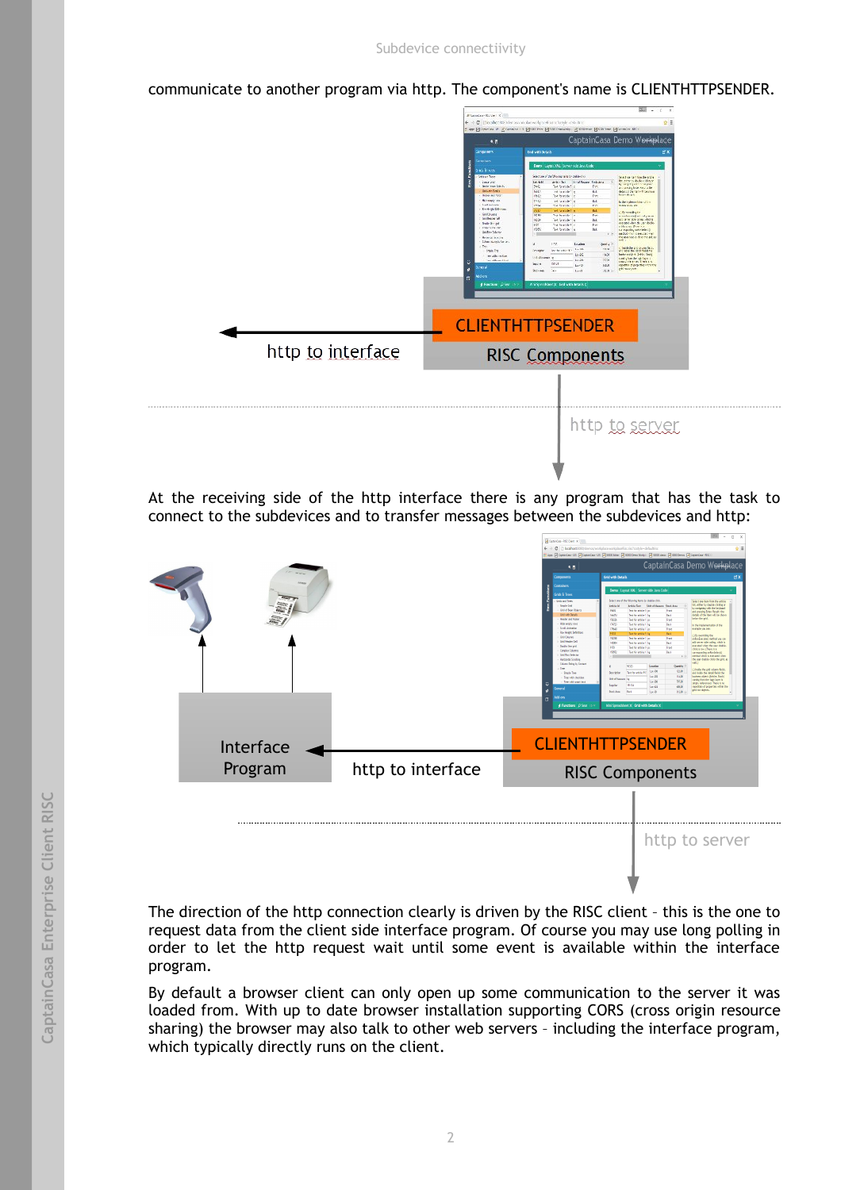communicate to another program via http. The component's name is CLIENTHTTPSENDER.

CLIENTHTTPSENDER

http to interface

RISC Components

http to server

At the receiving side of the http interface there is any program that has the task to connect to the subdevices and to transfer messages between the subdevices and http:

Interface Program

http to interface

CLIENTHTTPSENDER

RISC Components

http to server

The direction of the http connection clearly is driven by the RISC client – this is the one to request data from the client side interface program. Of course you may use long polling in order to let the http request wait until some event is available within the interface program.

By default a browser client can only open up some communication to the server it was loaded from. With up to date browser installation supporting CORS (cross origin resource sharing) the browser may also talk to other web servers – including the interface program, which typically directly runs on the client.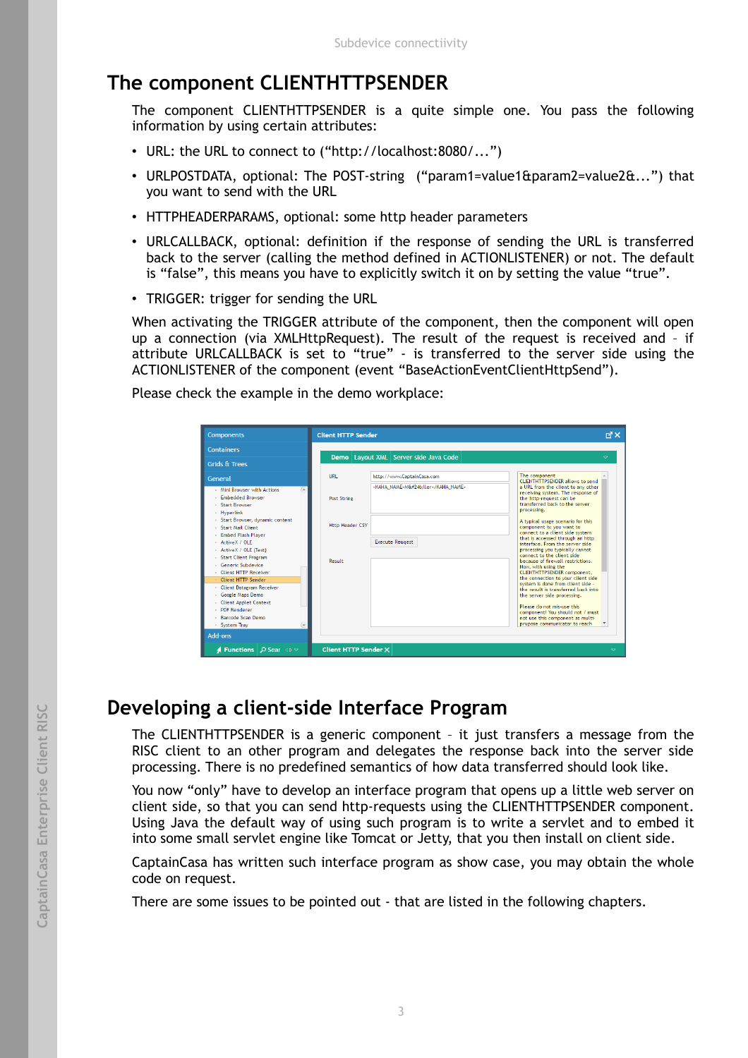## The component CLIENTHTTPSENDER

The component CLIENTHTTPSENDER is a quite simple one. You pass the following information by using certain attributes:

- URL: the URL to connect to ("http://localhost:8080/...")
- URLPOSTDATA, optional: The POST-string ("param1=value1&param2=value2&...") that you want to send with the URL
- HTTPHEADERPARAMS, optional: some http header parameters
- URLCALLBACK, optional: definition if the response of sending the URL is transferred back to the server (calling the method defined in ACTIONLISTENER) or not. The default is "false", this means you have to explicitly switch it on by setting the value "true".
- TRIGGER: trigger for sending the URL

When activating the TRIGGER attribute of the component, then the component will open up a connection (via XMLHttpRequest). The result of the request is received and – if attribute URLCALLBACK is set to "true" - is transferred to the server side using the ACTIONLISTENER of the component (event "BaseActionEventClientHttpSend").

Please check the example in the demo workplace:

## Developing a client-side Interface Program

The CLIENTHTTPSENDER is a generic component – it just transfers a message from the RISC client to an other program and delegates the response back into the server side processing. There is no predefined semantics of how data transferred should look like.

You now "only" have to develop an interface program that opens up a little web server on client side, so that you can send http-requests using the CLIENTHTTPSENDER component. Using Java the default way of using such program is to write a servlet and to embed it into some small servlet engine like Tomcat or Jetty, that you then install on client side.

CaptainCasa has written such interface program as show case, you may obtain the whole code on request.

There are some issues to be pointed out - that are listed in the following chapters.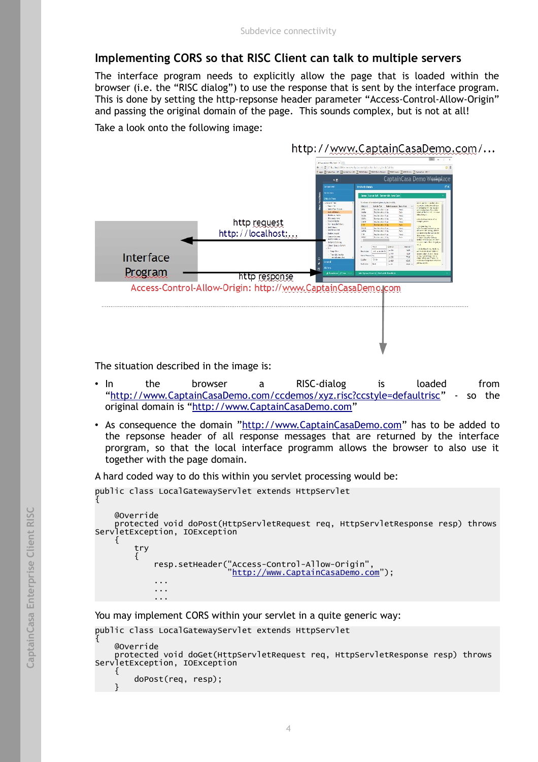## Implementing CORS so that RISC Client can talk to multiple servers

The interface program needs to explicitly allow the page that is loaded within the browser (i.e. the "RISC dialog") to use the response that is sent by the interface program. This is done by setting the http-repsonse header parameter "Access-Control-Allow-Origin" and passing the original domain of the page. This sounds complex, but is not at all!

Take a look onto the following image:

http://www.CaptainCasaDemo.com/...

Interface Program

http request
http://localhost:...

http response
Access-Control-Allow-Origin: http://www.CaptainCasaDemo.com

The situation described in the image is:

- In the browser a RISC-dialog is loaded from "http://www.CaptainCasaDemo.com/ccdemos/xyz.risc?ccstyle=defaultrisc" - so the original domain is "http://www.CaptainCasaDemo.com"
- As consequence the domain "http://www.CaptainCasaDemo.com" has to be added to the repsonse header of all response messages that are returned by the interface prorgram, so that the local interface programm allows the browser to also use it together with the page domain.

A hard coded way to do this within you servlet processing would be:

```
public class LocalGatewayServlet extends HttpServlet
{

    @Override
    protected void doPost(HttpServletRequest req, HttpServletResponse resp) throws
ServletException, IOException
    {
        try
        {
            resp.setHeader("Access-Control-Allow-Origin",
                           "http://www.CaptainCasaDemo.com");
            ...
            ...
            ...
```

You may implement CORS within your servlet in a quite generic way:

```
public class LocalGatewayServlet extends HttpServlet
{
    @Override
    protected void doGet(HttpServletRequest req, HttpServletResponse resp) throws
ServletException, IOException
    {
        doPost(req, resp);
    }
```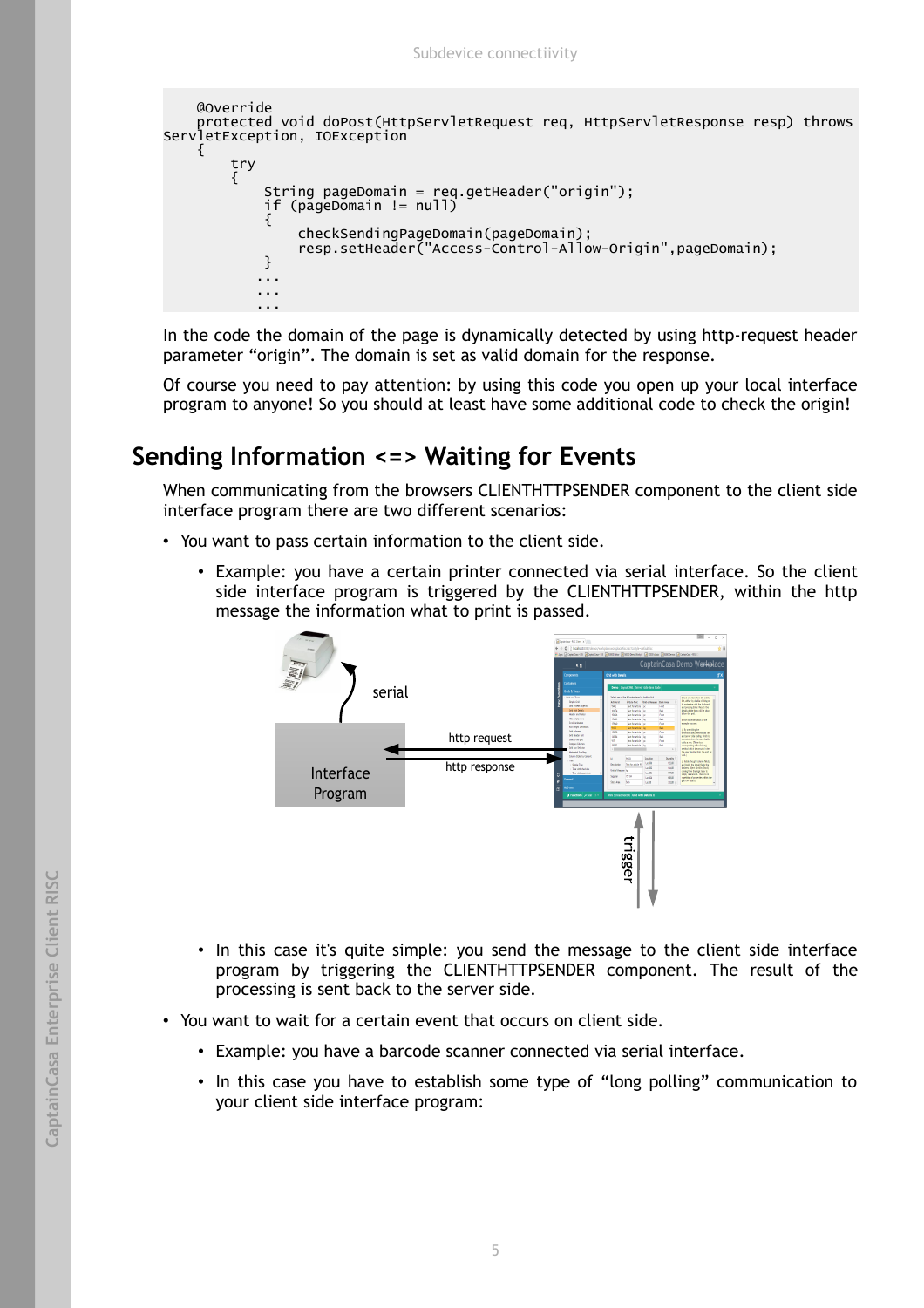```
    @Override
    protected void doPost(HttpServletRequest req, HttpServletResponse resp) throws 
ServletException, IOException
    {
        try
        {
            String pageDomain = req.getHeader("origin");
            if (pageDomain != null)
            {
                checkSendingPageDomain(pageDomain);
                resp.setHeader("Access-Control-Allow-Origin",pageDomain);
            }
           ...
           ...
           ...
```

In the code the domain of the page is dynamically detected by using http-request header parameter “origin”. The domain is set as valid domain for the response.

Of course you need to pay attention: by using this code you open up your local interface program to anyone! So you should at least have some additional code to check the origin!

## Sending Information <=> Waiting for Events

When communicating from the browsers CLIENTHTTPSENDER component to the client side interface program there are two different scenarios:

- You want to pass certain information to the client side.
  - Example: you have a certain printer connected via serial interface. So the client side interface program is triggered by the CLIENTHTTPSENDER, within the http message the information what to print is passed.
  - In this case it's quite simple: you send the message to the client side interface program by triggering the CLIENTHTTPSENDER component. The result of the processing is sent back to the server side.
- You want to wait for a certain event that occurs on client side.
  - Example: you have a barcode scanner connected via serial interface.
  - In this case you have to establish some type of “long polling” communication to your client side interface program: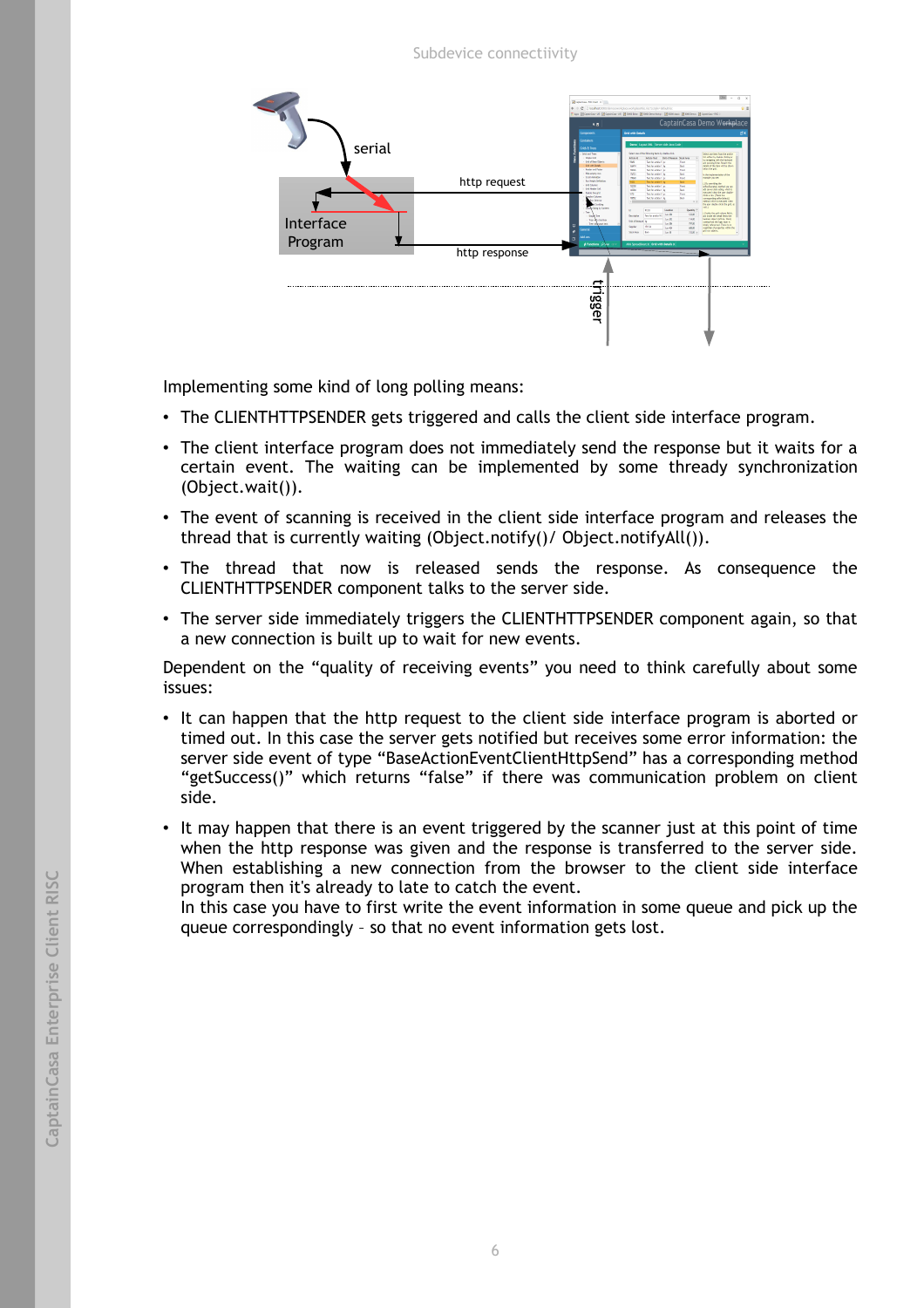serial

http request

Interface Program

http response

trigger

Implementing some kind of long polling means:

- The CLIENTHTTPSENDER gets triggered and calls the client side interface program.
- The client interface program does not immediately send the response but it waits for a certain event. The waiting can be implemented by some thready synchronization (Object.wait()).
- The event of scanning is received in the client side interface program and releases the thread that is currently waiting (Object.notify()/ Object.notifyAll()).
- The thread that now is released sends the response. As consequence the CLIENTHTTPSENDER component talks to the server side.
- The server side immediately triggers the CLIENTHTTPSENDER component again, so that a new connection is built up to wait for new events.

Dependent on the “quality of receiving events” you need to think carefully about some issues:

- It can happen that the http request to the client side interface program is aborted or timed out. In this case the server gets notified but receives some error information: the server side event of type “BaseActionEventClientHttpSend” has a corresponding method “getSuccess()” which returns “false” if there was communication problem on client side.
- It may happen that there is an event triggered by the scanner just at this point of time when the http response was given and the response is transferred to the server side. When establishing a new connection from the browser to the client side interface program then it's already to late to catch the event.
  In this case you have to first write the event information in some queue and pick up the queue correspondingly – so that no event information gets lost.